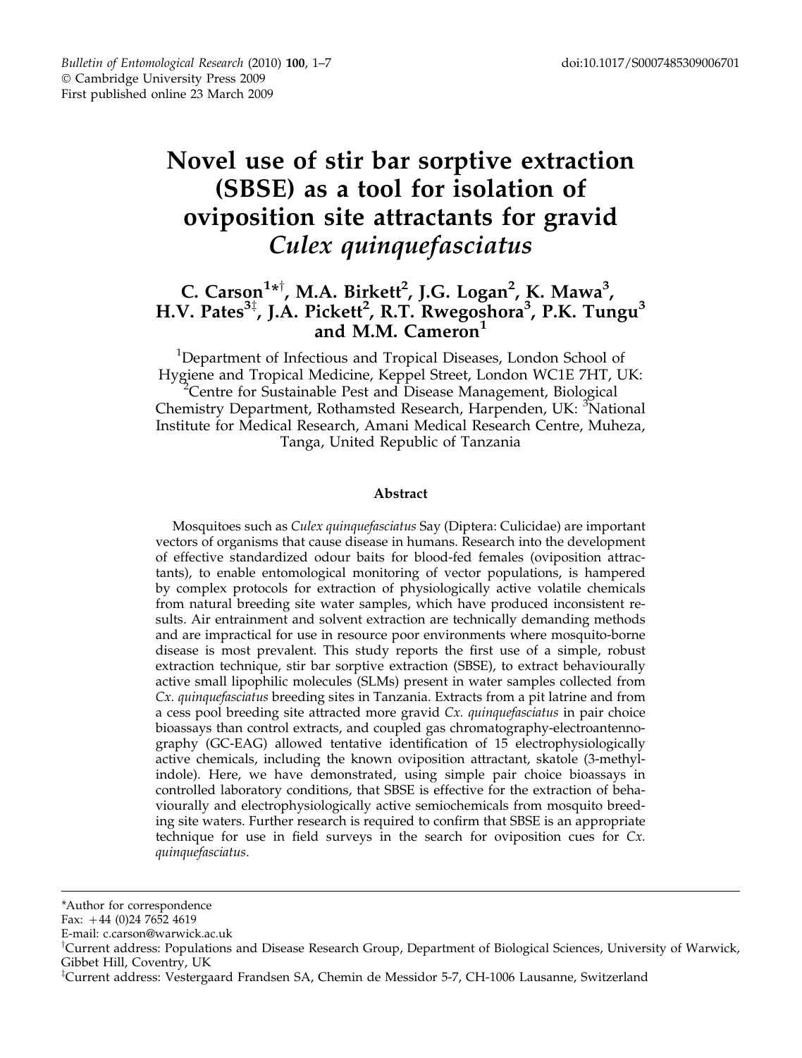# Novel use of stir bar sorptive extraction (SBSE) as a tool for isolation of oviposition site attractants for gravid *Culex quinquefasciatus*

**C. Carson[1]*†, M.A. Birkett[2], J.G. Logan[2], K. Mawa[3], H.V. Pates[3‡], J.A. Pickett[2], R.T. Rwegoshora[3], P.K. Tungu[3] and M.M. Cameron[1]**

[1]Department of Infectious and Tropical Diseases, London School of Hygiene and Tropical Medicine, Keppel Street, London WC1E 7HT, UK: [2]Centre for Sustainable Pest and Disease Management, Biological Chemistry Department, Rothamsted Research, Harpenden, UK: [3]National Institute for Medical Research, Amani Medical Research Centre, Muheza, Tanga, United Republic of Tanzania

## Abstract

Mosquitoes such as *Culex quinquefasciatus* Say (Diptera: Culicidae) are important vectors of organisms that cause disease in humans. Research into the development of effective standardized odour baits for blood-fed females (oviposition attractants), to enable entomological monitoring of vector populations, is hampered by complex protocols for extraction of physiologically active volatile chemicals from natural breeding site water samples, which have produced inconsistent results. Air entrainment and solvent extraction are technically demanding methods and are impractical for use in resource poor environments where mosquito-borne disease is most prevalent. This study reports the first use of a simple, robust extraction technique, stir bar sorptive extraction (SBSE), to extract behaviourally active small lipophilic molecules (SLMs) present in water samples collected from *Cx. quinquefasciatus* breeding sites in Tanzania. Extracts from a pit latrine and from a cess pool breeding site attracted more gravid *Cx. quinquefasciatus* in pair choice bioassays than control extracts, and coupled gas chromatography-electroantennography (GC-EAG) allowed tentative identification of 15 electrophysiologically active chemicals, including the known oviposition attractant, skatole (3-methylindole). Here, we have demonstrated, using simple pair choice bioassays in controlled laboratory conditions, that SBSE is effective for the extraction of behaviourally and electrophysiologically active semiochemicals from mosquito breeding site waters. Further research is required to confirm that SBSE is an appropriate technique for use in field surveys in the search for oviposition cues for *Cx. quinquefasciatus*.

---

*Author for correspondence
Fax: +44 (0)24 7652 4619
E-mail: c.carson@warwick.ac.uk

†Current address: Populations and Disease Research Group, Department of Biological Sciences, University of Warwick, Gibbet Hill, Coventry, UK

‡Current address: Vestergaard Frandsen SA, Chemin de Messidor 5-7, CH-1006 Lausanne, Switzerland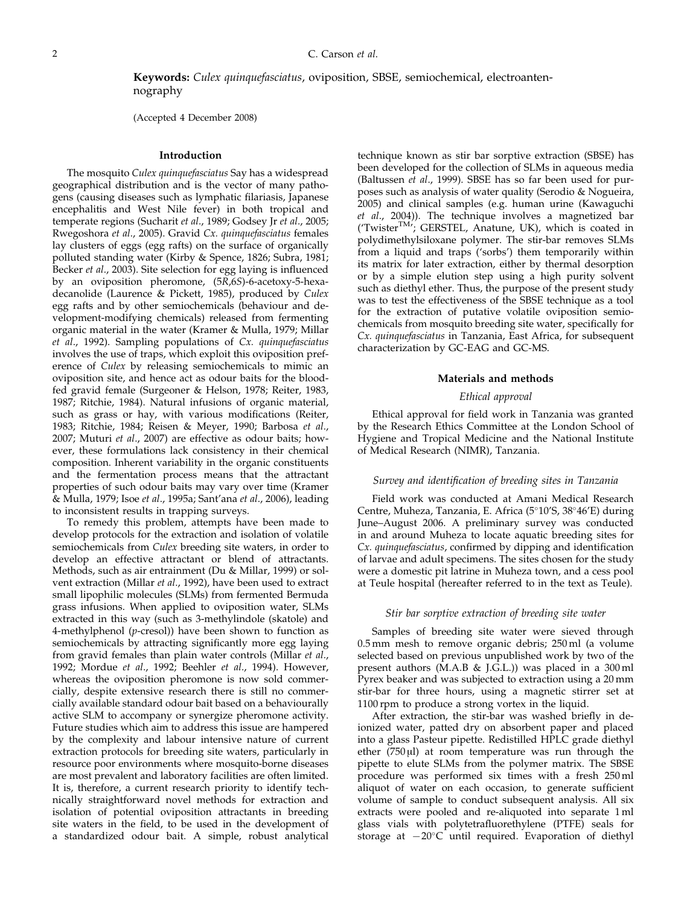**Keywords:** *Culex quinquefasciatus*, oviposition, SBSE, semiochemical, electroantennography

(Accepted 4 December 2008)

## Introduction

The mosquito *Culex quinquefasciatus* Say has a widespread geographical distribution and is the vector of many pathogens (causing diseases such as lymphatic filariasis, Japanese encephalitis and West Nile fever) in both tropical and temperate regions (Sucharit *et al*., 1989; Godsey Jr *et al*., 2005; Rwegoshora *et al*., 2005). Gravid *Cx. quinquefasciatus* females lay clusters of eggs (egg rafts) on the surface of organically polluted standing water (Kirby & Spence, 1826; Subra, 1981; Becker *et al*., 2003). Site selection for egg laying is influenced by an oviposition pheromone, (5*R*,6*S*)-6-acetoxy-5-hexadecanolide (Laurence & Pickett, 1985), produced by *Culex* egg rafts and by other semiochemicals (behaviour and development-modifying chemicals) released from fermenting organic material in the water (Kramer & Mulla, 1979; Millar *et al*., 1992). Sampling populations of *Cx. quinquefasciatus* involves the use of traps, which exploit this oviposition preference of *Culex* by releasing semiochemicals to mimic an oviposition site, and hence act as odour baits for the bloodfed gravid female (Surgeoner & Helson, 1978; Reiter, 1983, 1987; Ritchie, 1984). Natural infusions of organic material, such as grass or hay, with various modifications (Reiter, 1983; Ritchie, 1984; Reisen & Meyer, 1990; Barbosa *et al*., 2007; Muturi *et al*., 2007) are effective as odour baits; however, these formulations lack consistency in their chemical composition. Inherent variability in the organic constituents and the fermentation process means that the attractant properties of such odour baits may vary over time (Kramer & Mulla, 1979; Isoe *et al*., 1995a; Sant'ana *et al*., 2006), leading to inconsistent results in trapping surveys.

To remedy this problem, attempts have been made to develop protocols for the extraction and isolation of volatile semiochemicals from *Culex* breeding site waters, in order to develop an effective attractant or blend of attractants. Methods, such as air entrainment (Du & Millar, 1999) or solvent extraction (Millar *et al*., 1992), have been used to extract small lipophilic molecules (SLMs) from fermented Bermuda grass infusions. When applied to oviposition water, SLMs extracted in this way (such as 3-methylindole (skatole) and 4-methylphenol (*p*-cresol)) have been shown to function as semiochemicals by attracting significantly more egg laying from gravid females than plain water controls (Millar *et al*., 1992; Mordue *et al*., 1992; Beehler *et al*., 1994). However, whereas the oviposition pheromone is now sold commercially, despite extensive research there is still no commercially available standard odour bait based on a behaviourally active SLM to accompany or synergize pheromone activity. Future studies which aim to address this issue are hampered by the complexity and labour intensive nature of current extraction protocols for breeding site waters, particularly in resource poor environments where mosquito-borne diseases are most prevalent and laboratory facilities are often limited. It is, therefore, a current research priority to identify technically straightforward novel methods for extraction and isolation of potential oviposition attractants in breeding site waters in the field, to be used in the development of a standardized odour bait. A simple, robust analytical technique known as stir bar sorptive extraction (SBSE) has been developed for the collection of SLMs in aqueous media (Baltussen *et al*., 1999). SBSE has so far been used for purposes such as analysis of water quality (Serodio & Nogueira, 2005) and clinical samples (e.g. human urine (Kawaguchi *et al*., 2004)). The technique involves a magnetized bar ('Twister™'; GERSTEL, Anatune, UK), which is coated in polydimethylsiloxane polymer. The stir-bar removes SLMs from a liquid and traps ('sorbs') them temporarily within its matrix for later extraction, either by thermal desorption or by a simple elution step using a high purity solvent such as diethyl ether. Thus, the purpose of the present study was to test the effectiveness of the SBSE technique as a tool for the extraction of putative volatile oviposition semiochemicals from mosquito breeding site water, specifically for *Cx. quinquefasciatus* in Tanzania, East Africa, for subsequent characterization by GC-EAG and GC-MS.

## Materials and methods

### *Ethical approval*

Ethical approval for field work in Tanzania was granted by the Research Ethics Committee at the London School of Hygiene and Tropical Medicine and the National Institute of Medical Research (NIMR), Tanzania.

### *Survey and identification of breeding sites in Tanzania*

Field work was conducted at Amani Medical Research Centre, Muheza, Tanzania, E. Africa (5°10′S, 38°46′E) during June–August 2006. A preliminary survey was conducted in and around Muheza to locate aquatic breeding sites for *Cx. quinquefasciatus*, confirmed by dipping and identification of larvae and adult specimens. The sites chosen for the study were a domestic pit latrine in Muheza town, and a cess pool at Teule hospital (hereafter referred to in the text as Teule).

### *Stir bar sorptive extraction of breeding site water*

Samples of breeding site water were sieved through 0.5 mm mesh to remove organic debris; 250 ml (a volume selected based on previous unpublished work by two of the present authors (M.A.B & J.G.L.)) was placed in a 300 ml Pyrex beaker and was subjected to extraction using a 20 mm stir-bar for three hours, using a magnetic stirrer set at 1100 rpm to produce a strong vortex in the liquid.

After extraction, the stir-bar was washed briefly in deionized water, patted dry on absorbent paper and placed into a glass Pasteur pipette. Redistilled HPLC grade diethyl ether (750 μl) at room temperature was run through the pipette to elute SLMs from the polymer matrix. The SBSE procedure was performed six times with a fresh 250 ml aliquot of water on each occasion, to generate sufficient volume of sample to conduct subsequent analysis. All six extracts were pooled and re-aliquoted into separate 1 ml glass vials with polytetrafluorethylene (PTFE) seals for storage at −20°C until required. Evaporation of diethyl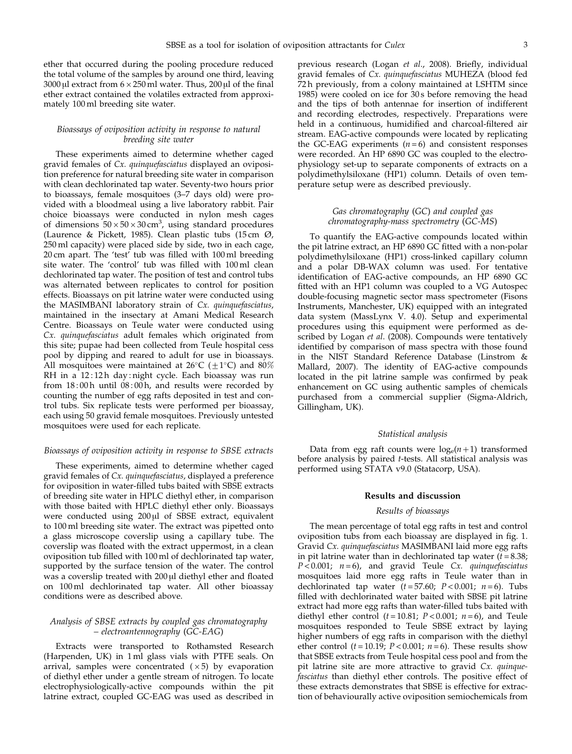ether that occurred during the pooling procedure reduced the total volume of the samples by around one third, leaving 3000 μl extract from 6 × 250 ml water. Thus, 200 μl of the final ether extract contained the volatiles extracted from approximately 100 ml breeding site water.

### *Bioassays of oviposition activity in response to natural breeding site water*

These experiments aimed to determine whether caged gravid females of *Cx. quinquefasciatus* displayed an oviposition preference for natural breeding site water in comparison with clean dechlorinated tap water. Seventy-two hours prior to bioassays, female mosquitoes (3–7 days old) were provided with a bloodmeal using a live laboratory rabbit. Pair choice bioassays were conducted in nylon mesh cages of dimensions $50 \times 50 \times 30\,\text{cm}^3$, using standard procedures (Laurence & Pickett, 1985). Clean plastic tubs (15 cm Ø, 250 ml capacity) were placed side by side, two in each cage, 20 cm apart. The 'test' tub was filled with 100 ml breeding site water. The 'control' tub was filled with 100 ml clean dechlorinated tap water. The position of test and control tubs was alternated between replicates to control for position effects. Bioassays on pit latrine water were conducted using the MASIMBANI laboratory strain of *Cx. quinquefasciatus*, maintained in the insectary at Amani Medical Research Centre. Bioassays on Teule water were conducted using *Cx. quinquefasciatus* adult females which originated from this site; pupae had been collected from Teule hospital cess pool by dipping and reared to adult for use in bioassays. All mosquitoes were maintained at 26°C (±1°C) and 80% RH in a 12 : 12 h day : night cycle. Each bioassay was run from 18 : 00 h until 08 : 00 h, and results were recorded by counting the number of egg rafts deposited in test and control tubs. Six replicate tests were performed per bioassay, each using 50 gravid female mosquitoes. Previously untested mosquitoes were used for each replicate.

### *Bioassays of oviposition activity in response to SBSE extracts*

These experiments, aimed to determine whether caged gravid females of *Cx. quinquefasciatus*, displayed a preference for oviposition in water-filled tubs baited with SBSE extracts of breeding site water in HPLC diethyl ether, in comparison with those baited with HPLC diethyl ether only. Bioassays were conducted using 200 μl of SBSE extract, equivalent to 100 ml breeding site water. The extract was pipetted onto a glass microscope coverslip using a capillary tube. The coverslip was floated with the extract uppermost, in a clean oviposition tub filled with 100 ml of dechlorinated tap water, supported by the surface tension of the water. The control was a coverslip treated with 200 μl diethyl ether and floated on 100 ml dechlorinated tap water. All other bioassay conditions were as described above.

### *Analysis of SBSE extracts by coupled gas chromatography – electroantennography (GC-EAG)*

Extracts were transported to Rothamsted Research (Harpenden, UK) in 1 ml glass vials with PTFE seals. On arrival, samples were concentrated (×5) by evaporation of diethyl ether under a gentle stream of nitrogen. To locate electrophysiologically-active compounds within the pit latrine extract, coupled GC-EAG was used as described in previous research (Logan *et al*., 2008). Briefly, individual gravid females of *Cx. quinquefasciatus* MUHEZA (blood fed 72 h previously, from a colony maintained at LSHTM since 1985) were cooled on ice for 30 s before removing the head and the tips of both antennae for insertion of indifferent and recording electrodes, respectively. Preparations were held in a continuous, humidified and charcoal-filtered air stream. EAG-active compounds were located by replicating the GC-EAG experiments ($n = 6$) and consistent responses were recorded. An HP 6890 GC was coupled to the electrophysiology set-up to separate components of extracts on a polydimethylsiloxane (HP1) column. Details of oven temperature setup were as described previously.

### *Gas chromatography (GC) and coupled gas chromatography-mass spectrometry (GC-MS)*

To quantify the EAG-active compounds located within the pit latrine extract, an HP 6890 GC fitted with a non-polar polydimethylsiloxane (HP1) cross-linked capillary column and a polar DB-WAX column was used. For tentative identification of EAG-active compounds, an HP 6890 GC fitted with an HP1 column was coupled to a VG Autospec double-focusing magnetic sector mass spectrometer (Fisons Instruments, Manchester, UK) equipped with an integrated data system (MassLynx V. 4.0). Setup and experimental procedures using this equipment were performed as described by Logan *et al*. (2008). Compounds were tentatively identified by comparison of mass spectra with those found in the NIST Standard Reference Database (Linstrom & Mallard, 2007). The identity of EAG-active compounds located in the pit latrine sample was confirmed by peak enhancement on GC using authentic samples of chemicals purchased from a commercial supplier (Sigma-Aldrich, Gillingham, UK).

### *Statistical analysis*

Data from egg raft counts were $\log_e(n+1)$ transformed before analysis by paired *t*-tests. All statistical analysis was performed using STATA v9.0 (Statacorp, USA).

## Results and discussion

### *Results of bioassays*

The mean percentage of total egg rafts in test and control oviposition tubs from each bioassay are displayed in fig. 1. Gravid *Cx. quinquefasciatus* MASIMBANI laid more egg rafts in pit latrine water than in dechlorinated tap water ($t = 8.38$; $P < 0.001$; $n = 6$), and gravid Teule *Cx. quinquefasciatus* mosquitoes laid more egg rafts in Teule water than in dechlorinated tap water ($t = 57.60$; $P < 0.001$; $n = 6$). Tubs filled with dechlorinated water baited with SBSE pit latrine extract had more egg rafts than water-filled tubs baited with diethyl ether control ($t = 10.81$; $P < 0.001$; $n = 6$), and Teule mosquitoes responded to Teule SBSE extract by laying higher numbers of egg rafts in comparison with the diethyl ether control ($t = 10.19$; $P < 0.001$; $n = 6$). These results show that SBSE extracts from Teule hospital cess pool and from the pit latrine site are more attractive to gravid *Cx. quinquefasciatus* than diethyl ether controls. The positive effect of these extracts demonstrates that SBSE is effective for extraction of behaviourally active oviposition semiochemicals from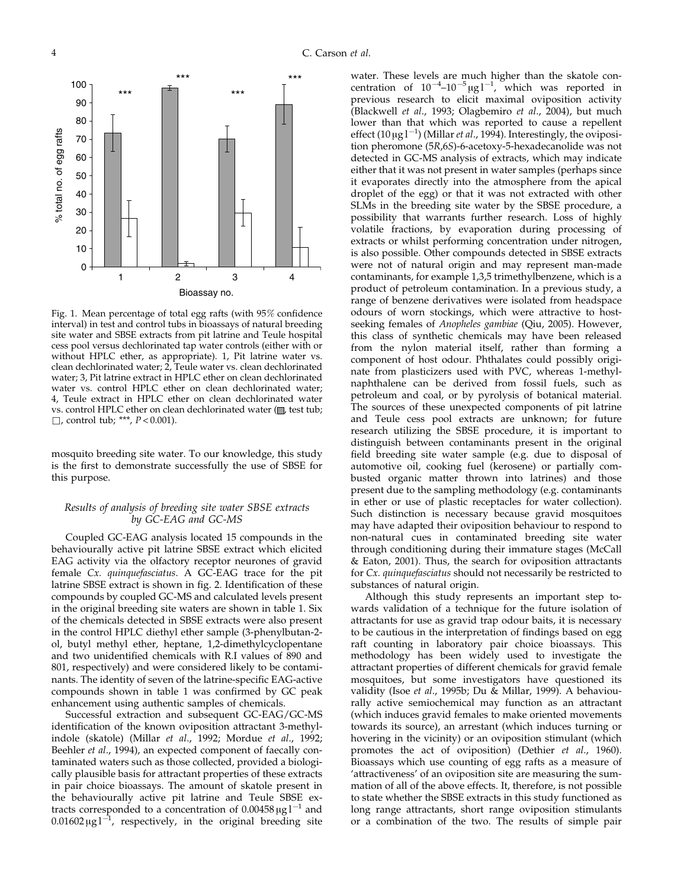100
90
80
70
60
50
40
30
20
10
0

% total no. of egg rafts

\*\*\* \*\*\* \*\*\* \*\*\*

1 2 3 4

Bioassay no.

Fig. 1. Mean percentage of total egg rafts (with 95% confidence interval) in test and control tubs in bioassays of natural breeding site water and SBSE extracts from pit latrine and Teule hospital cess pool versus dechlorinated tap water controls (either with or without HPLC ether, as appropriate). 1, Pit latrine water vs. clean dechlorinated water; 2, Teule water vs. clean dechlorinated water; 3, Pit latrine extract in HPLC ether on clean dechlorinated water vs. control HPLC ether on clean dechlorinated water; 4, Teule extract in HPLC ether on clean dechlorinated water vs. control HPLC ether on clean dechlorinated water (■, test tub; □, control tub; \*\*\*, $P < 0.001$).

mosquito breeding site water. To our knowledge, this study is the first to demonstrate successfully the use of SBSE for this purpose.

### *Results of analysis of breeding site water SBSE extracts by GC-EAG and GC-MS*

Coupled GC-EAG analysis located 15 compounds in the behaviourally active pit latrine SBSE extract which elicited EAG activity via the olfactory receptor neurones of gravid female *Cx. quinquefasciatus*. A GC-EAG trace for the pit latrine SBSE extract is shown in fig. 2. Identification of these compounds by coupled GC-MS and calculated levels present in the original breeding site waters are shown in table 1. Six of the chemicals detected in SBSE extracts were also present in the control HPLC diethyl ether sample (3-phenylbutan-2-ol, butyl methyl ether, heptane, 1,2-dimethylcyclopentane and two unidentified chemicals with R.I values of 890 and 801, respectively) and were considered likely to be contaminants. The identity of seven of the latrine-specific EAG-active compounds shown in table 1 was confirmed by GC peak enhancement using authentic samples of chemicals.

Successful extraction and subsequent GC-EAG/GC-MS identification of the known oviposition attractant 3-methylindole (skatole) (Millar *et al*., 1992; Mordue *et al*., 1992; Beehler *et al*., 1994), an expected component of faecally contaminated waters such as those collected, provided a biologically plausible basis for attractant properties of these extracts in pair choice bioassays. The amount of skatole present in the behaviourally active pit latrine and Teule SBSE extracts corresponded to a concentration of $0.00458\,\mu g\,l^{-1}$ and $0.01602\,\mu g\,l^{-1}$, respectively, in the original breeding site water. These levels are much higher than the skatole concentration of $10^{-4}$–$10^{-5}\,\mu g\,l^{-1}$, which was reported in previous research to elicit maximal oviposition activity (Blackwell *et al*., 1993; Olagbemiro *et al*., 2004), but much lower than that which was reported to cause a repellent effect ($10\,\mu g\,l^{-1}$) (Millar *et al*., 1994). Interestingly, the oviposition pheromone (5*R*,6*S*)-6-acetoxy-5-hexadecanolide was not detected in GC-MS analysis of extracts, which may indicate either that it was not present in water samples (perhaps since it evaporates directly into the atmosphere from the apical droplet of the egg) or that it was not extracted with other SLMs in the breeding site water by the SBSE procedure, a possibility that warrants further research. Loss of highly volatile fractions, by evaporation during processing of extracts or whilst performing concentration under nitrogen, is also possible. Other compounds detected in SBSE extracts were not of natural origin and may represent man-made contaminants, for example 1,3,5 trimethylbenzene, which is a product of petroleum contamination. In a previous study, a range of benzene derivatives were isolated from headspace odours of worn stockings, which were attractive to host-seeking females of *Anopheles gambiae* (Qiu, 2005). However, this class of synthetic chemicals may have been released from the nylon material itself, rather than forming a component of host odour. Phthalates could possibly originate from plasticizers used with PVC, whereas 1-methylnaphthalene can be derived from fossil fuels, such as petroleum and coal, or by pyrolysis of botanical material. The sources of these unexpected components of pit latrine and Teule cess pool extracts are unknown; for future research utilizing the SBSE procedure, it is important to distinguish between contaminants present in the original field breeding site water sample (e.g. due to disposal of automotive oil, cooking fuel (kerosene) or partially combusted organic matter thrown into latrines) and those present due to the sampling methodology (e.g. contaminants in ether or use of plastic receptacles for water collection). Such distinction is necessary because gravid mosquitoes may have adapted their oviposition behaviour to respond to non-natural cues in contaminated breeding site water through conditioning during their immature stages (McCall & Eaton, 2001). Thus, the search for oviposition attractants for *Cx. quinquefasciatus* should not necessarily be restricted to substances of natural origin.

Although this study represents an important step towards validation of a technique for the future isolation of attractants for use as gravid trap odour baits, it is necessary to be cautious in the interpretation of findings based on egg raft counting in laboratory pair choice bioassays. This methodology has been widely used to investigate the attractant properties of different chemicals for gravid female mosquitoes, but some investigators have questioned its validity (Isoe *et al*., 1995b; Du & Millar, 1999). A behaviourally active semiochemical may function as an attractant (which induces gravid females to make oriented movements towards its source), an arrestant (which induces turning or hovering in the vicinity) or an oviposition stimulant (which promotes the act of oviposition) (Dethier *et al*., 1960). Bioassays which use counting of egg rafts as a measure of 'attractiveness' of an oviposition site are measuring the summation of all of the above effects. It, therefore, is not possible to state whether the SBSE extracts in this study functioned as long range attractants, short range oviposition stimulants or a combination of the two. The results of simple pair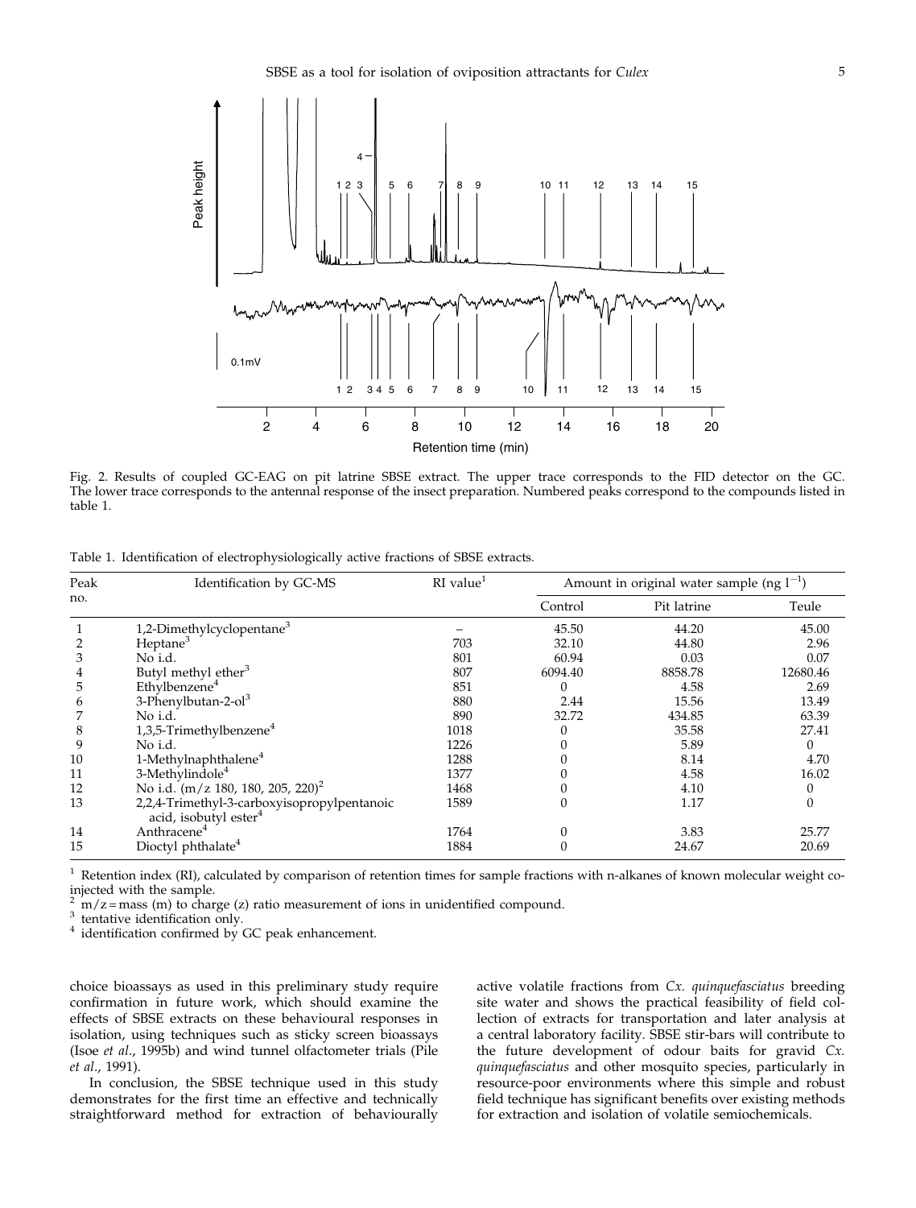Fig. 2. Results of coupled GC-EAG on pit latrine SBSE extract. The upper trace corresponds to the FID detector on the GC. The lower trace corresponds to the antennal response of the insect preparation. Numbered peaks correspond to the compounds listed in table 1.

Table 1. Identification of electrophysiologically active fractions of SBSE extracts.

| Peak no. | Identification by GC-MS | RI value[1] | Amount in original water sample (ng $l^{-1}$) | | |
|---|---|---|---|---|---|
| | | | Control | Pit latrine | Teule |
| 1 | 1,2-Dimethylcyclopentane[3] | – | 45.50 | 44.20 | 45.00 |
| 2 | Heptane[3] | 703 | 32.10 | 44.80 | 2.96 |
| 3 | No i.d. | 801 | 60.94 | 0.03 | 0.07 |
| 4 | Butyl methyl ether[3] | 807 | 6094.40 | 8858.78 | 12680.46 |
| 5 | Ethylbenzene[4] | 851 | 0 | 4.58 | 2.69 |
| 6 | 3-Phenylbutan-2-ol[3] | 880 | 2.44 | 15.56 | 13.49 |
| 7 | No i.d. | 890 | 32.72 | 434.85 | 63.39 |
| 8 | 1,3,5-Trimethylbenzene[4] | 1018 | 0 | 35.58 | 27.41 |
| 9 | No i.d. | 1226 | 0 | 5.89 | 0 |
| 10 | 1-Methylnaphthalene[4] | 1288 | 0 | 8.14 | 4.70 |
| 11 | 3-Methylindole[4] | 1377 | 0 | 4.58 | 16.02 |
| 12 | No i.d. (m/z 180, 180, 205, 220)[2] | 1468 | 0 | 4.10 | 0 |
| 13 | 2,2,4-Trimethyl-3-carboxyisopropylpentanoic acid, isobutyl ester[4] | 1589 | 0 | 1.17 | 0 |
| 14 | Anthracene[4] | 1764 | 0 | 3.83 | 25.77 |
| 15 | Dioctyl phthalate[4] | 1884 | 0 | 24.67 | 20.69 |

[1] Retention index (RI), calculated by comparison of retention times for sample fractions with n-alkanes of known molecular weight co-injected with the sample.
[2] m/z = mass (m) to charge (z) ratio measurement of ions in unidentified compound.
[3] tentative identification only.
[4] identification confirmed by GC peak enhancement.

choice bioassays as used in this preliminary study require confirmation in future work, which should examine the effects of SBSE extracts on these behavioural responses in isolation, using techniques such as sticky screen bioassays (Isoe *et al*., 1995b) and wind tunnel olfactometer trials (Pile *et al*., 1991).

In conclusion, the SBSE technique used in this study demonstrates for the first time an effective and technically straightforward method for extraction of behaviourally active volatile fractions from *Cx. quinquefasciatus* breeding site water and shows the practical feasibility of field collection of extracts for transportation and later analysis at a central laboratory facility. SBSE stir-bars will contribute to the future development of odour baits for gravid *Cx. quinquefasciatus* and other mosquito species, particularly in resource-poor environments where this simple and robust field technique has significant benefits over existing methods for extraction and isolation of volatile semiochemicals.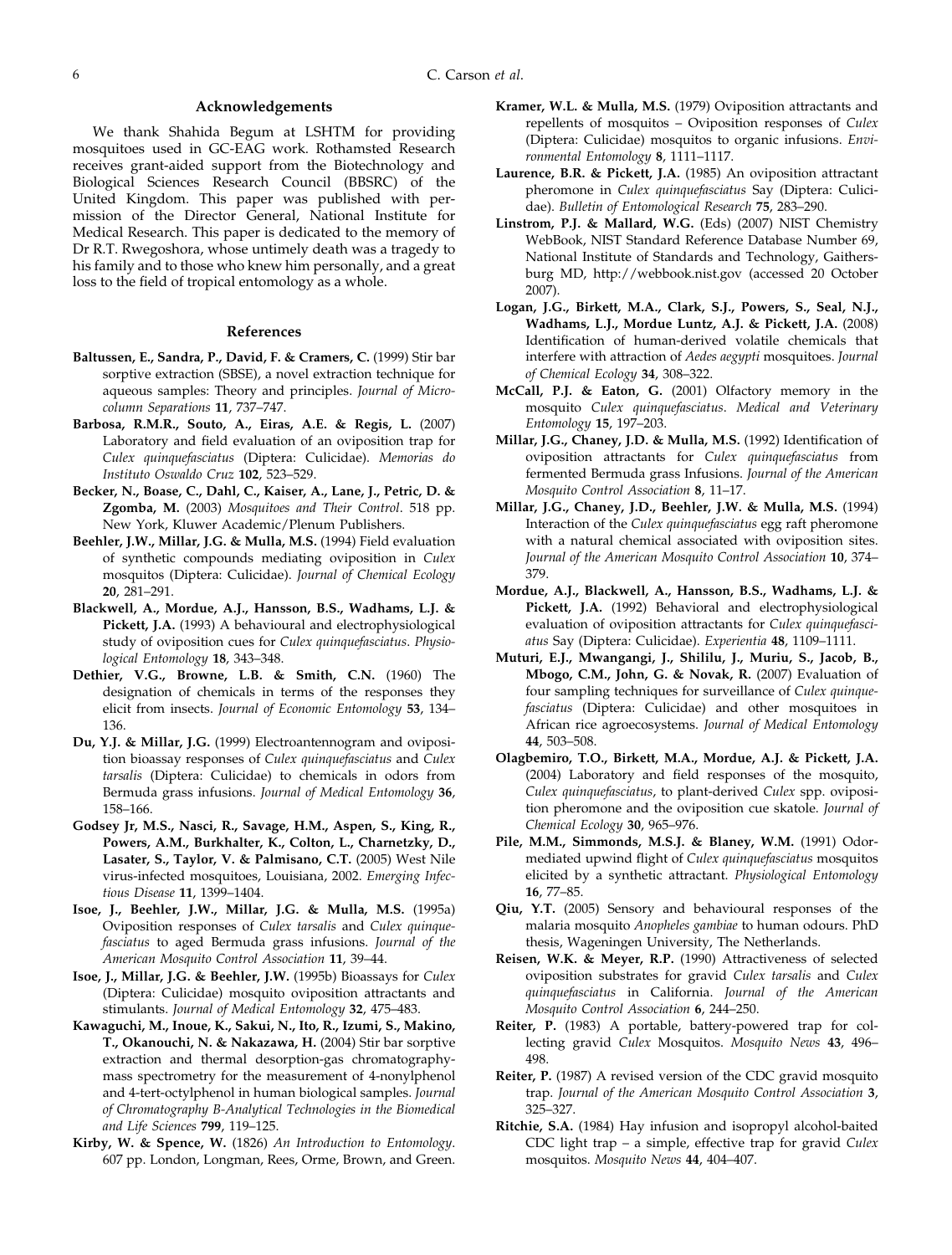## Acknowledgements

We thank Shahida Begum at LSHTM for providing mosquitoes used in GC-EAG work. Rothamsted Research receives grant-aided support from the Biotechnology and Biological Sciences Research Council (BBSRC) of the United Kingdom. This paper was published with permission of the Director General, National Institute for Medical Research. This paper is dedicated to the memory of Dr R.T. Rwegoshora, whose untimely death was a tragedy to his family and to those who knew him personally, and a great loss to the field of tropical entomology as a whole.

## References

**Baltussen, E., Sandra, P., David, F. & Cramers, C.** (1999) Stir bar sorptive extraction (SBSE), a novel extraction technique for aqueous samples: Theory and principles. *Journal of Microcolumn Separations* **11**, 737–747.

**Barbosa, R.M.R., Souto, A., Eiras, A.E. & Regis, L.** (2007) Laboratory and field evaluation of an oviposition trap for *Culex quinquefasciatus* (Diptera: Culicidae). *Memorias do Instituto Oswaldo Cruz* **102**, 523–529.

**Becker, N., Boase, C., Dahl, C., Kaiser, A., Lane, J., Petric, D. & Zgomba, M.** (2003) *Mosquitoes and Their Control*. 518 pp. New York, Kluwer Academic/Plenum Publishers.

**Beehler, J.W., Millar, J.G. & Mulla, M.S.** (1994) Field evaluation of synthetic compounds mediating oviposition in *Culex* mosquitos (Diptera: Culicidae). *Journal of Chemical Ecology* **20**, 281–291.

**Blackwell, A., Mordue, A.J., Hansson, B.S., Wadhams, L.J. & Pickett, J.A.** (1993) A behavioural and electrophysiological study of oviposition cues for *Culex quinquefasciatus*. *Physiological Entomology* **18**, 343–348.

**Dethier, V.G., Browne, L.B. & Smith, C.N.** (1960) The designation of chemicals in terms of the responses they elicit from insects. *Journal of Economic Entomology* **53**, 134–136.

**Du, Y.J. & Millar, J.G.** (1999) Electroantennogram and oviposition bioassay responses of *Culex quinquefasciatus* and *Culex tarsalis* (Diptera: Culicidae) to chemicals in odors from Bermuda grass infusions. *Journal of Medical Entomology* **36**, 158–166.

**Godsey Jr, M.S., Nasci, R., Savage, H.M., Aspen, S., King, R., Powers, A.M., Burkhalter, K., Colton, L., Charnetzky, D., Lasater, S., Taylor, V. & Palmisano, C.T.** (2005) West Nile virus-infected mosquitoes, Louisiana, 2002. *Emerging Infectious Disease* **11**, 1399–1404.

**Isoe, J., Beehler, J.W., Millar, J.G. & Mulla, M.S.** (1995a) Oviposition responses of *Culex tarsalis* and *Culex quinquefasciatus* to aged Bermuda grass infusions. *Journal of the American Mosquito Control Association* **11**, 39–44.

**Isoe, J., Millar, J.G. & Beehler, J.W.** (1995b) Bioassays for *Culex* (Diptera: Culicidae) mosquito oviposition attractants and stimulants. *Journal of Medical Entomology* **32**, 475–483.

**Kawaguchi, M., Inoue, K., Sakui, N., Ito, R., Izumi, S., Makino, T., Okanouchi, N. & Nakazawa, H.** (2004) Stir bar sorptive extraction and thermal desorption-gas chromatography-mass spectrometry for the measurement of 4-nonylphenol and 4-tert-octylphenol in human biological samples. *Journal of Chromatography B-Analytical Technologies in the Biomedical and Life Sciences* **799**, 119–125.

**Kirby, W. & Spence, W.** (1826) *An Introduction to Entomology*. 607 pp. London, Longman, Rees, Orme, Brown, and Green.

**Kramer, W.L. & Mulla, M.S.** (1979) Oviposition attractants and repellents of mosquitos – Oviposition responses of *Culex* (Diptera: Culicidae) mosquitos to organic infusions. *Environmental Entomology* **8**, 1111–1117.

**Laurence, B.R. & Pickett, J.A.** (1985) An oviposition attractant pheromone in *Culex quinquefasciatus* Say (Diptera: Culicidae). *Bulletin of Entomological Research* **75**, 283–290.

**Linstrom, P.J. & Mallard, W.G.** (Eds) (2007) NIST Chemistry WebBook, NIST Standard Reference Database Number 69, National Institute of Standards and Technology, Gaithersburg MD, http://webbook.nist.gov (accessed 20 October 2007).

**Logan, J.G., Birkett, M.A., Clark, S.J., Powers, S., Seal, N.J., Wadhams, L.J., Mordue Luntz, A.J. & Pickett, J.A.** (2008) Identification of human-derived volatile chemicals that interfere with attraction of *Aedes aegypti* mosquitoes. *Journal of Chemical Ecology* **34**, 308–322.

**McCall, P.J. & Eaton, G.** (2001) Olfactory memory in the mosquito *Culex quinquefasciatus*. *Medical and Veterinary Entomology* **15**, 197–203.

**Millar, J.G., Chaney, J.D. & Mulla, M.S.** (1992) Identification of oviposition attractants for *Culex quinquefasciatus* from fermented Bermuda grass Infusions. *Journal of the American Mosquito Control Association* **8**, 11–17.

**Millar, J.G., Chaney, J.D., Beehler, J.W. & Mulla, M.S.** (1994) Interaction of the *Culex quinquefasciatus* egg raft pheromone with a natural chemical associated with oviposition sites. *Journal of the American Mosquito Control Association* **10**, 374–379.

**Mordue, A.J., Blackwell, A., Hansson, B.S., Wadhams, L.J. & Pickett, J.A.** (1992) Behavioral and electrophysiological evaluation of oviposition attractants for *Culex quinquefasciatus* Say (Diptera: Culicidae). *Experientia* **48**, 1109–1111.

**Muturi, E.J., Mwangangi, J., Shililu, J., Muriu, S., Jacob, B., Mbogo, C.M., John, G. & Novak, R.** (2007) Evaluation of four sampling techniques for surveillance of *Culex quinquefasciatus* (Diptera: Culicidae) and other mosquitoes in African rice agroecosystems. *Journal of Medical Entomology* **44**, 503–508.

**Olagbemiro, T.O., Birkett, M.A., Mordue, A.J. & Pickett, J.A.** (2004) Laboratory and field responses of the mosquito, *Culex quinquefasciatus*, to plant-derived *Culex* spp. oviposition pheromone and the oviposition cue skatole. *Journal of Chemical Ecology* **30**, 965–976.

**Pile, M.M., Simmonds, M.S.J. & Blaney, W.M.** (1991) Odor-mediated upwind flight of *Culex quinquefasciatus* mosquitos elicited by a synthetic attractant. *Physiological Entomology* **16**, 77–85.

**Qiu, Y.T.** (2005) Sensory and behavioural responses of the malaria mosquito *Anopheles gambiae* to human odours. PhD thesis, Wageningen University, The Netherlands.

**Reisen, W.K. & Meyer, R.P.** (1990) Attractiveness of selected oviposition substrates for gravid *Culex tarsalis* and *Culex quinquefasciatus* in California. *Journal of the American Mosquito Control Association* **6**, 244–250.

**Reiter, P.** (1983) A portable, battery-powered trap for collecting gravid *Culex* Mosquitos. *Mosquito News* **43**, 496–498.

**Reiter, P.** (1987) A revised version of the CDC gravid mosquito trap. *Journal of the American Mosquito Control Association* **3**, 325–327.

**Ritchie, S.A.** (1984) Hay infusion and isopropyl alcohol-baited CDC light trap – a simple, effective trap for gravid *Culex* mosquitos. *Mosquito News* **44**, 404–407.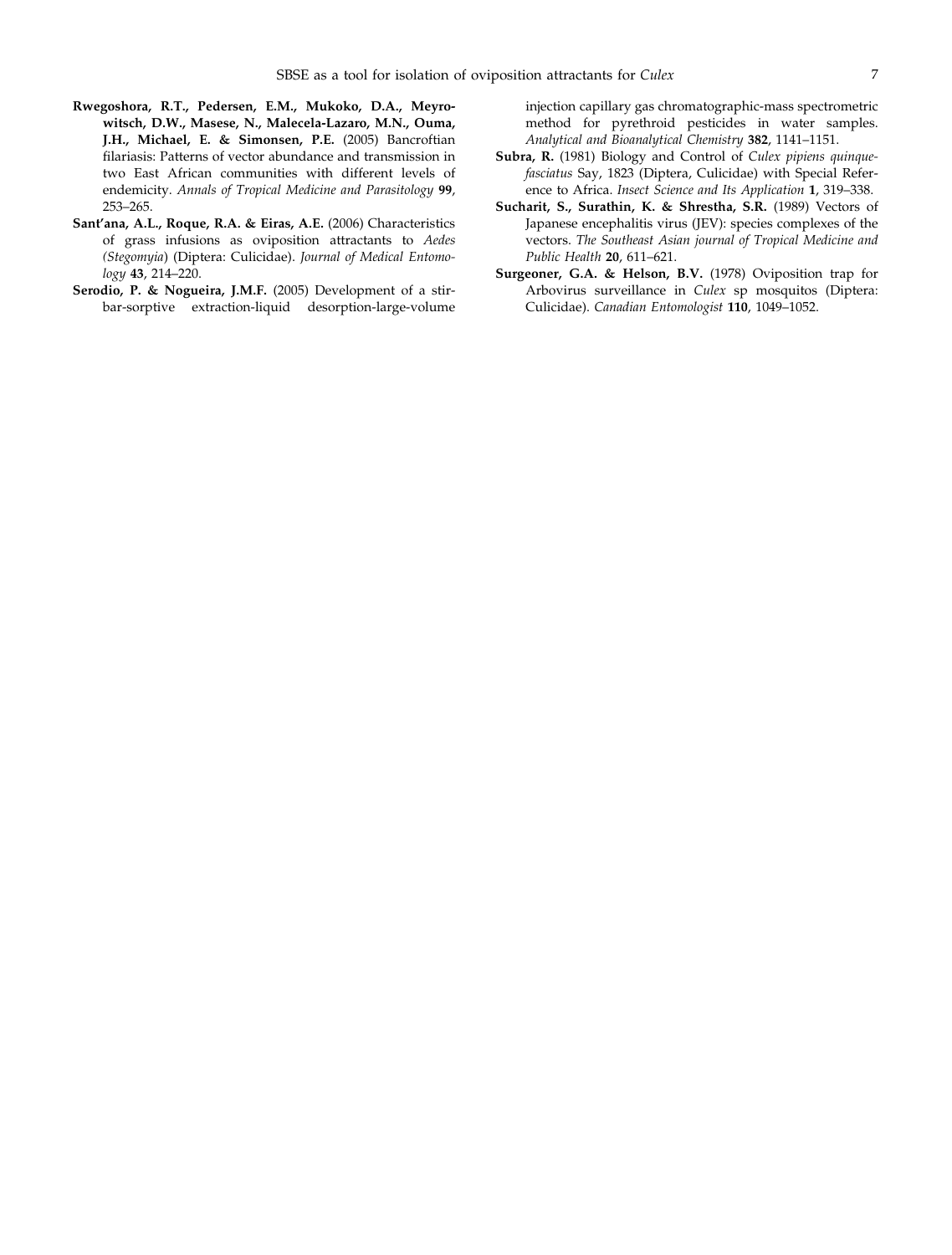**Rwegoshora, R.T., Pedersen, E.M., Mukoko, D.A., Meyrowitsch, D.W., Masese, N., Malecela-Lazaro, M.N., Ouma, J.H., Michael, E. & Simonsen, P.E.** (2005) Bancroftian filariasis: Patterns of vector abundance and transmission in two East African communities with different levels of endemicity. *Annals of Tropical Medicine and Parasitology* **99**, 253–265.

**Sant'ana, A.L., Roque, R.A. & Eiras, A.E.** (2006) Characteristics of grass infusions as oviposition attractants to *Aedes (Stegomyia)* (Diptera: Culicidae). *Journal of Medical Entomology* **43**, 214–220.

**Serodio, P. & Nogueira, J.M.F.** (2005) Development of a stir-bar-sorptive extraction-liquid desorption-large-volume injection capillary gas chromatographic-mass spectrometric method for pyrethroid pesticides in water samples. *Analytical and Bioanalytical Chemistry* **382**, 1141–1151.

**Subra, R.** (1981) Biology and Control of *Culex pipiens quinquefasciatus* Say, 1823 (Diptera, Culicidae) with Special Reference to Africa. *Insect Science and Its Application* **1**, 319–338.

**Sucharit, S., Surathin, K. & Shrestha, S.R.** (1989) Vectors of Japanese encephalitis virus (JEV): species complexes of the vectors. *The Southeast Asian journal of Tropical Medicine and Public Health* **20**, 611–621.

**Surgeoner, G.A. & Helson, B.V.** (1978) Oviposition trap for Arbovirus surveillance in *Culex* sp mosquitos (Diptera: Culicidae). *Canadian Entomologist* **110**, 1049–1052.